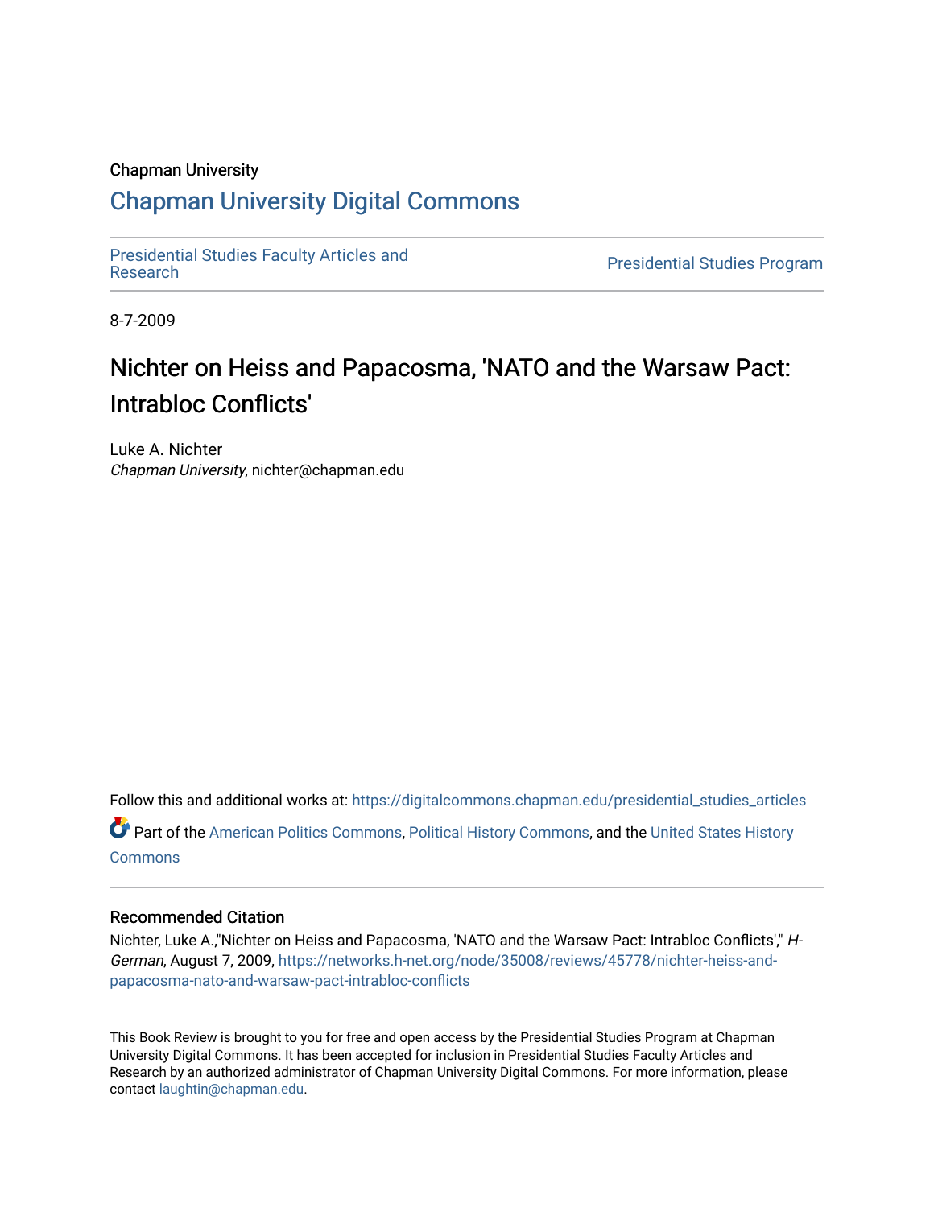Chapman University

## Chapman University Digital Commons

Presidential Studies Faculty Articles and Research

Presidential Studies Program

8-7-2009

# Nichter on Heiss and Papacosma, 'NATO and the Warsaw Pact: Intrabloc Conflicts'

Luke A. Nichter
*Chapman University*, nichter@chapman.edu

Follow this and additional works at: https://digitalcommons.chapman.edu/presidential_studies_articles

Part of the American Politics Commons, Political History Commons, and the United States History Commons

### Recommended Citation

Nichter, Luke A.,"Nichter on Heiss and Papacosma, 'NATO and the Warsaw Pact: Intrabloc Conflicts'," *H-German*, August 7, 2009, https://networks.h-net.org/node/35008/reviews/45778/nichter-heiss-and-papacosma-nato-and-warsaw-pact-intrabloc-conflicts

This Book Review is brought to you for free and open access by the Presidential Studies Program at Chapman University Digital Commons. It has been accepted for inclusion in Presidential Studies Faculty Articles and Research by an authorized administrator of Chapman University Digital Commons. For more information, please contact laughtin@chapman.edu.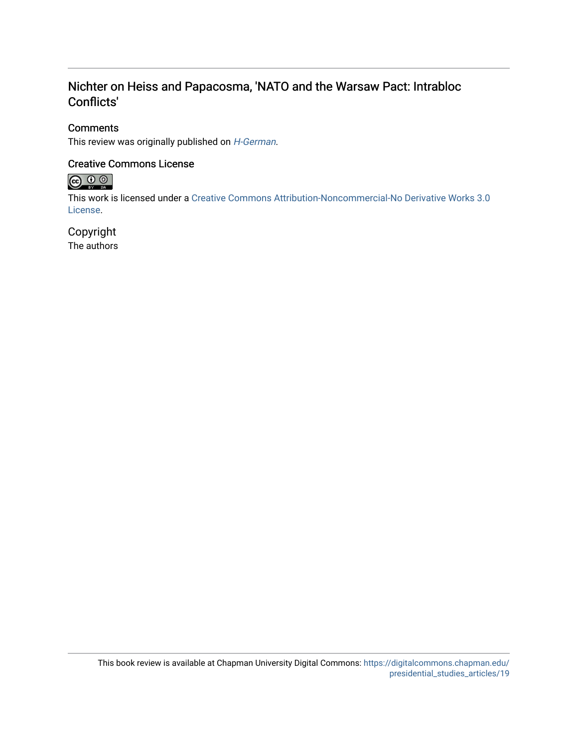## Nichter on Heiss and Papacosma, 'NATO and the Warsaw Pact: Intrabloc Conflicts'

### Comments

This review was originally published on *H-German*.

### Creative Commons License

This work is licensed under a Creative Commons Attribution-Noncommercial-No Derivative Works 3.0 License.

### Copyright

The authors

This book review is available at Chapman University Digital Commons: https://digitalcommons.chapman.edu/presidential_studies_articles/19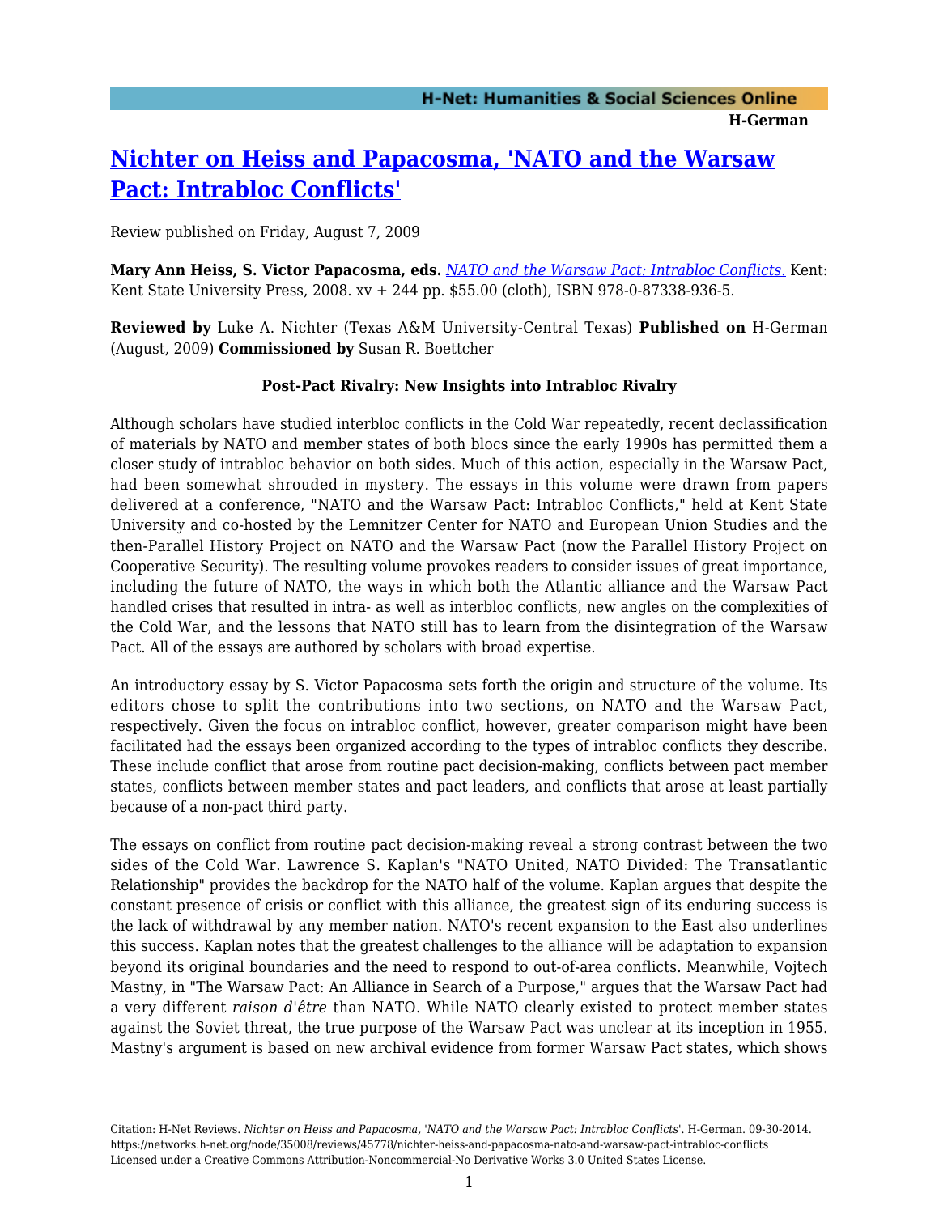# [Nichter on Heiss and Papacosma, 'NATO and the Warsaw Pact: Intrabloc Conflicts'](https://networks.h-net.org/node/35008/reviews/45778/nichter-heiss-and-papacosma-nato-and-warsaw-pact-intrabloc-conflicts)

Review published on Friday, August 7, 2009

**Mary Ann Heiss, S. Victor Papacosma, eds.** *[NATO and the Warsaw Pact: Intrabloc Conflicts.](#)* Kent: Kent State University Press, 2008. xv + 244 pp. $55.00 (cloth), ISBN 978-0-87338-936-5.

**Reviewed by** Luke A. Nichter (Texas A&M University-Central Texas) **Published on** H-German (August, 2009) **Commissioned by** Susan R. Boettcher

**Post-Pact Rivalry: New Insights into Intrabloc Rivalry**

Although scholars have studied interbloc conflicts in the Cold War repeatedly, recent declassification of materials by NATO and member states of both blocs since the early 1990s has permitted them a closer study of intrabloc behavior on both sides. Much of this action, especially in the Warsaw Pact, had been somewhat shrouded in mystery. The essays in this volume were drawn from papers delivered at a conference, "NATO and the Warsaw Pact: Intrabloc Conflicts," held at Kent State University and co-hosted by the Lemnitzer Center for NATO and European Union Studies and the then-Parallel History Project on NATO and the Warsaw Pact (now the Parallel History Project on Cooperative Security). The resulting volume provokes readers to consider issues of great importance, including the future of NATO, the ways in which both the Atlantic alliance and the Warsaw Pact handled crises that resulted in intra- as well as interbloc conflicts, new angles on the complexities of the Cold War, and the lessons that NATO still has to learn from the disintegration of the Warsaw Pact. All of the essays are authored by scholars with broad expertise.

An introductory essay by S. Victor Papacosma sets forth the origin and structure of the volume. Its editors chose to split the contributions into two sections, on NATO and the Warsaw Pact, respectively. Given the focus on intrabloc conflict, however, greater comparison might have been facilitated had the essays been organized according to the types of intrabloc conflicts they describe. These include conflict that arose from routine pact decision-making, conflicts between pact member states, conflicts between member states and pact leaders, and conflicts that arose at least partially because of a non-pact third party.

The essays on conflict from routine pact decision-making reveal a strong contrast between the two sides of the Cold War. Lawrence S. Kaplan's "NATO United, NATO Divided: The Transatlantic Relationship" provides the backdrop for the NATO half of the volume. Kaplan argues that despite the constant presence of crisis or conflict with this alliance, the greatest sign of its enduring success is the lack of withdrawal by any member nation. NATO's recent expansion to the East also underlines this success. Kaplan notes that the greatest challenges to the alliance will be adaptation to expansion beyond its original boundaries and the need to respond to out-of-area conflicts. Meanwhile, Vojtech Mastny, in "The Warsaw Pact: An Alliance in Search of a Purpose," argues that the Warsaw Pact had a very different *raison d'être* than NATO. While NATO clearly existed to protect member states against the Soviet threat, the true purpose of the Warsaw Pact was unclear at its inception in 1955. Mastny's argument is based on new archival evidence from former Warsaw Pact states, which shows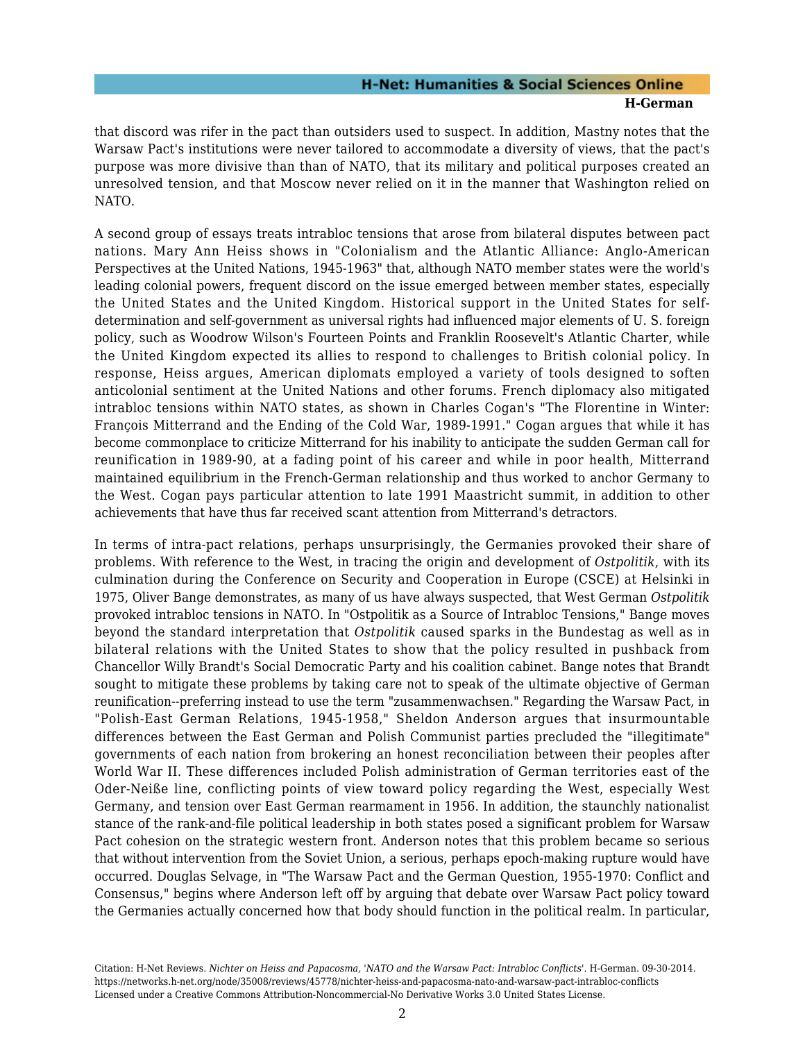that discord was rifer in the pact than outsiders used to suspect. In addition, Mastny notes that the Warsaw Pact's institutions were never tailored to accommodate a diversity of views, that the pact's purpose was more divisive than than of NATO, that its military and political purposes created an unresolved tension, and that Moscow never relied on it in the manner that Washington relied on NATO.

A second group of essays treats intrabloc tensions that arose from bilateral disputes between pact nations. Mary Ann Heiss shows in "Colonialism and the Atlantic Alliance: Anglo-American Perspectives at the United Nations, 1945-1963" that, although NATO member states were the world's leading colonial powers, frequent discord on the issue emerged between member states, especially the United States and the United Kingdom. Historical support in the United States for self-determination and self-government as universal rights had influenced major elements of U. S. foreign policy, such as Woodrow Wilson's Fourteen Points and Franklin Roosevelt's Atlantic Charter, while the United Kingdom expected its allies to respond to challenges to British colonial policy. In response, Heiss argues, American diplomats employed a variety of tools designed to soften anticolonial sentiment at the United Nations and other forums. French diplomacy also mitigated intrabloc tensions within NATO states, as shown in Charles Cogan's "The Florentine in Winter: François Mitterrand and the Ending of the Cold War, 1989-1991." Cogan argues that while it has become commonplace to criticize Mitterrand for his inability to anticipate the sudden German call for reunification in 1989-90, at a fading point of his career and while in poor health, Mitterrand maintained equilibrium in the French-German relationship and thus worked to anchor Germany to the West. Cogan pays particular attention to late 1991 Maastricht summit, in addition to other achievements that have thus far received scant attention from Mitterrand's detractors.

In terms of intra-pact relations, perhaps unsurprisingly, the Germanies provoked their share of problems. With reference to the West, in tracing the origin and development of *Ostpolitik*, with its culmination during the Conference on Security and Cooperation in Europe (CSCE) at Helsinki in 1975, Oliver Bange demonstrates, as many of us have always suspected, that West German *Ostpolitik* provoked intrabloc tensions in NATO. In "Ostpolitik as a Source of Intrabloc Tensions," Bange moves beyond the standard interpretation that *Ostpolitik* caused sparks in the Bundestag as well as in bilateral relations with the United States to show that the policy resulted in pushback from Chancellor Willy Brandt's Social Democratic Party and his coalition cabinet. Bange notes that Brandt sought to mitigate these problems by taking care not to speak of the ultimate objective of German reunification--preferring instead to use the term "zusammenwachsen." Regarding the Warsaw Pact, in "Polish-East German Relations, 1945-1958," Sheldon Anderson argues that insurmountable differences between the East German and Polish Communist parties precluded the "illegitimate" governments of each nation from brokering an honest reconciliation between their peoples after World War II. These differences included Polish administration of German territories east of the Oder-Neiße line, conflicting points of view toward policy regarding the West, especially West Germany, and tension over East German rearmament in 1956. In addition, the staunchly nationalist stance of the rank-and-file political leadership in both states posed a significant problem for Warsaw Pact cohesion on the strategic western front. Anderson notes that this problem became so serious that without intervention from the Soviet Union, a serious, perhaps epoch-making rupture would have occurred. Douglas Selvage, in "The Warsaw Pact and the German Question, 1955-1970: Conflict and Consensus," begins where Anderson left off by arguing that debate over Warsaw Pact policy toward the Germanies actually concerned how that body should function in the political realm. In particular,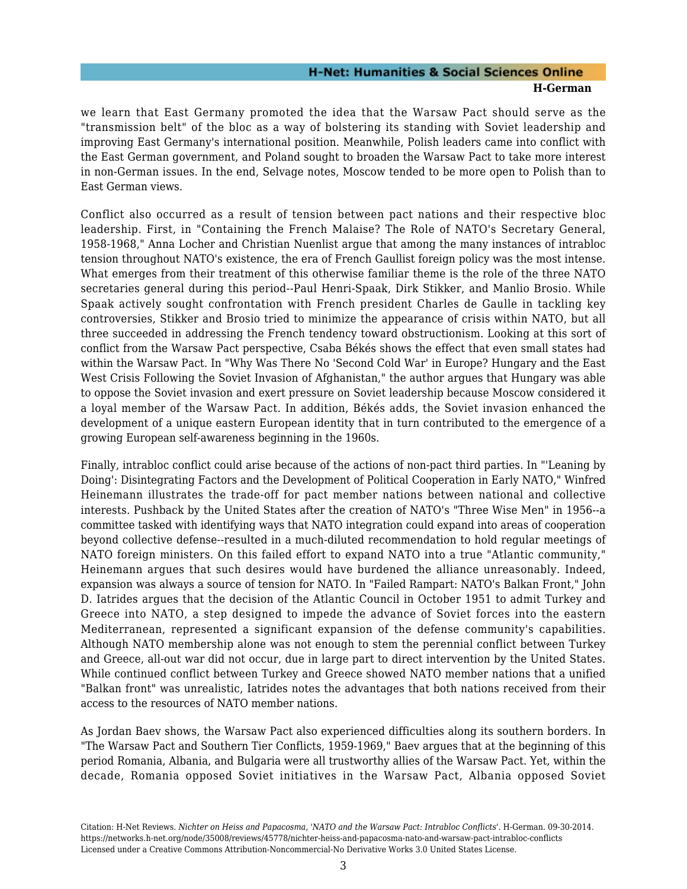we learn that East Germany promoted the idea that the Warsaw Pact should serve as the "transmission belt" of the bloc as a way of bolstering its standing with Soviet leadership and improving East Germany's international position. Meanwhile, Polish leaders came into conflict with the East German government, and Poland sought to broaden the Warsaw Pact to take more interest in non-German issues. In the end, Selvage notes, Moscow tended to be more open to Polish than to East German views.

Conflict also occurred as a result of tension between pact nations and their respective bloc leadership. First, in "Containing the French Malaise? The Role of NATO's Secretary General, 1958-1968," Anna Locher and Christian Nuenlist argue that among the many instances of intrabloc tension throughout NATO's existence, the era of French Gaullist foreign policy was the most intense. What emerges from their treatment of this otherwise familiar theme is the role of the three NATO secretaries general during this period--Paul Henri-Spaak, Dirk Stikker, and Manlio Brosio. While Spaak actively sought confrontation with French president Charles de Gaulle in tackling key controversies, Stikker and Brosio tried to minimize the appearance of crisis within NATO, but all three succeeded in addressing the French tendency toward obstructionism. Looking at this sort of conflict from the Warsaw Pact perspective, Csaba Békés shows the effect that even small states had within the Warsaw Pact. In "Why Was There No 'Second Cold War' in Europe? Hungary and the East West Crisis Following the Soviet Invasion of Afghanistan," the author argues that Hungary was able to oppose the Soviet invasion and exert pressure on Soviet leadership because Moscow considered it a loyal member of the Warsaw Pact. In addition, Békés adds, the Soviet invasion enhanced the development of a unique eastern European identity that in turn contributed to the emergence of a growing European self-awareness beginning in the 1960s.

Finally, intrabloc conflict could arise because of the actions of non-pact third parties. In "'Leaning by Doing': Disintegrating Factors and the Development of Political Cooperation in Early NATO," Winfred Heinemann illustrates the trade-off for pact member nations between national and collective interests. Pushback by the United States after the creation of NATO's "Three Wise Men" in 1956--a committee tasked with identifying ways that NATO integration could expand into areas of cooperation beyond collective defense--resulted in a much-diluted recommendation to hold regular meetings of NATO foreign ministers. On this failed effort to expand NATO into a true "Atlantic community," Heinemann argues that such desires would have burdened the alliance unreasonably. Indeed, expansion was always a source of tension for NATO. In "Failed Rampart: NATO's Balkan Front," John D. Iatrides argues that the decision of the Atlantic Council in October 1951 to admit Turkey and Greece into NATO, a step designed to impede the advance of Soviet forces into the eastern Mediterranean, represented a significant expansion of the defense community's capabilities. Although NATO membership alone was not enough to stem the perennial conflict between Turkey and Greece, all-out war did not occur, due in large part to direct intervention by the United States. While continued conflict between Turkey and Greece showed NATO member nations that a unified "Balkan front" was unrealistic, Iatrides notes the advantages that both nations received from their access to the resources of NATO member nations.

As Jordan Baev shows, the Warsaw Pact also experienced difficulties along its southern borders. In "The Warsaw Pact and Southern Tier Conflicts, 1959-1969," Baev argues that at the beginning of this period Romania, Albania, and Bulgaria were all trustworthy allies of the Warsaw Pact. Yet, within the decade, Romania opposed Soviet initiatives in the Warsaw Pact, Albania opposed Soviet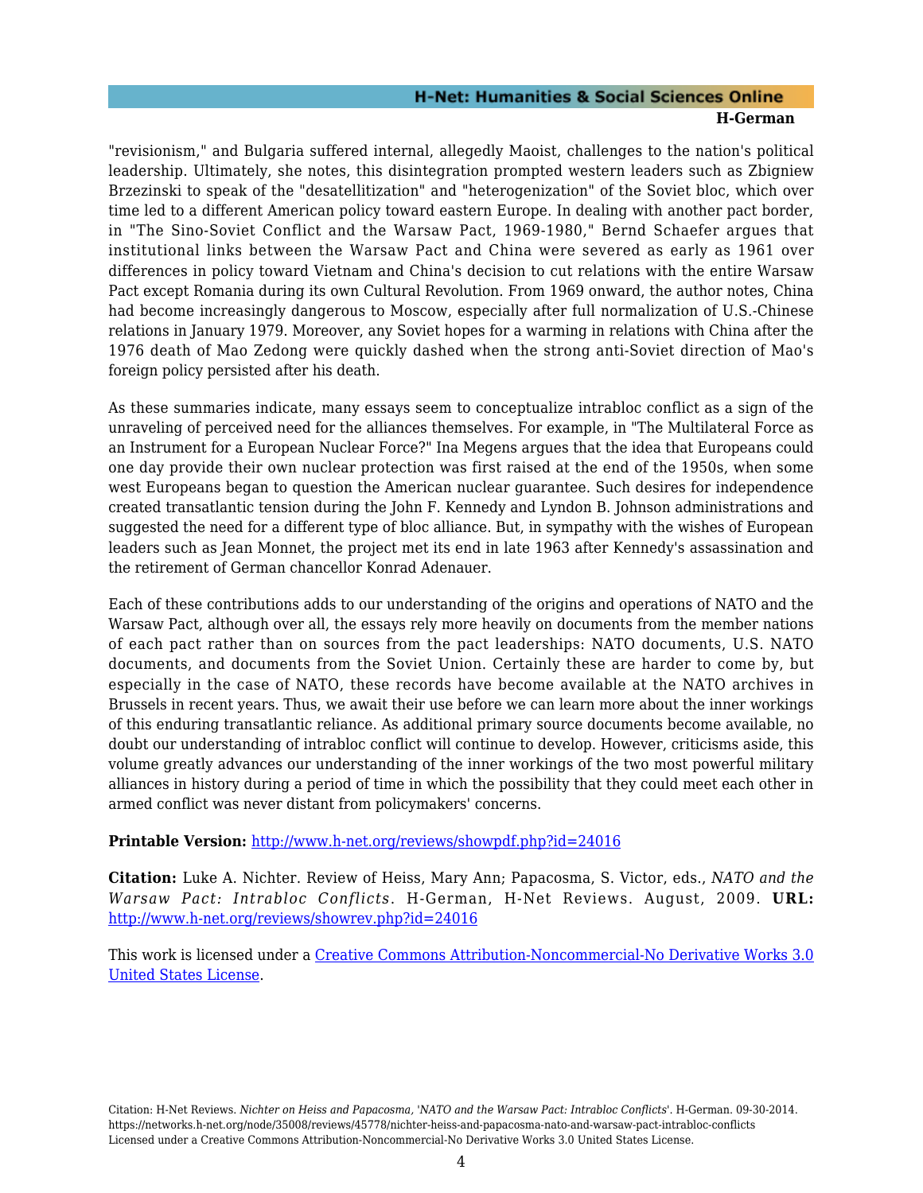"revisionism," and Bulgaria suffered internal, allegedly Maoist, challenges to the nation's political leadership. Ultimately, she notes, this disintegration prompted western leaders such as Zbigniew Brzezinski to speak of the "desatellitization" and "heterogenization" of the Soviet bloc, which over time led to a different American policy toward eastern Europe. In dealing with another pact border, in "The Sino-Soviet Conflict and the Warsaw Pact, 1969-1980," Bernd Schaefer argues that institutional links between the Warsaw Pact and China were severed as early as 1961 over differences in policy toward Vietnam and China's decision to cut relations with the entire Warsaw Pact except Romania during its own Cultural Revolution. From 1969 onward, the author notes, China had become increasingly dangerous to Moscow, especially after full normalization of U.S.-Chinese relations in January 1979. Moreover, any Soviet hopes for a warming in relations with China after the 1976 death of Mao Zedong were quickly dashed when the strong anti-Soviet direction of Mao's foreign policy persisted after his death.

As these summaries indicate, many essays seem to conceptualize intrabloc conflict as a sign of the unraveling of perceived need for the alliances themselves. For example, in "The Multilateral Force as an Instrument for a European Nuclear Force?" Ina Megens argues that the idea that Europeans could one day provide their own nuclear protection was first raised at the end of the 1950s, when some west Europeans began to question the American nuclear guarantee. Such desires for independence created transatlantic tension during the John F. Kennedy and Lyndon B. Johnson administrations and suggested the need for a different type of bloc alliance. But, in sympathy with the wishes of European leaders such as Jean Monnet, the project met its end in late 1963 after Kennedy's assassination and the retirement of German chancellor Konrad Adenauer.

Each of these contributions adds to our understanding of the origins and operations of NATO and the Warsaw Pact, although over all, the essays rely more heavily on documents from the member nations of each pact rather than on sources from the pact leaderships: NATO documents, U.S. NATO documents, and documents from the Soviet Union. Certainly these are harder to come by, but especially in the case of NATO, these records have become available at the NATO archives in Brussels in recent years. Thus, we await their use before we can learn more about the inner workings of this enduring transatlantic reliance. As additional primary source documents become available, no doubt our understanding of intrabloc conflict will continue to develop. However, criticisms aside, this volume greatly advances our understanding of the inner workings of the two most powerful military alliances in history during a period of time in which the possibility that they could meet each other in armed conflict was never distant from policymakers' concerns.

**Printable Version:** http://www.h-net.org/reviews/showpdf.php?id=24016

**Citation:** Luke A. Nichter. Review of Heiss, Mary Ann; Papacosma, S. Victor, eds., *NATO and the Warsaw Pact: Intrabloc Conflicts*. H-German, H-Net Reviews. August, 2009. **URL:** http://www.h-net.org/reviews/showrev.php?id=24016

This work is licensed under a Creative Commons Attribution-Noncommercial-No Derivative Works 3.0 United States License.